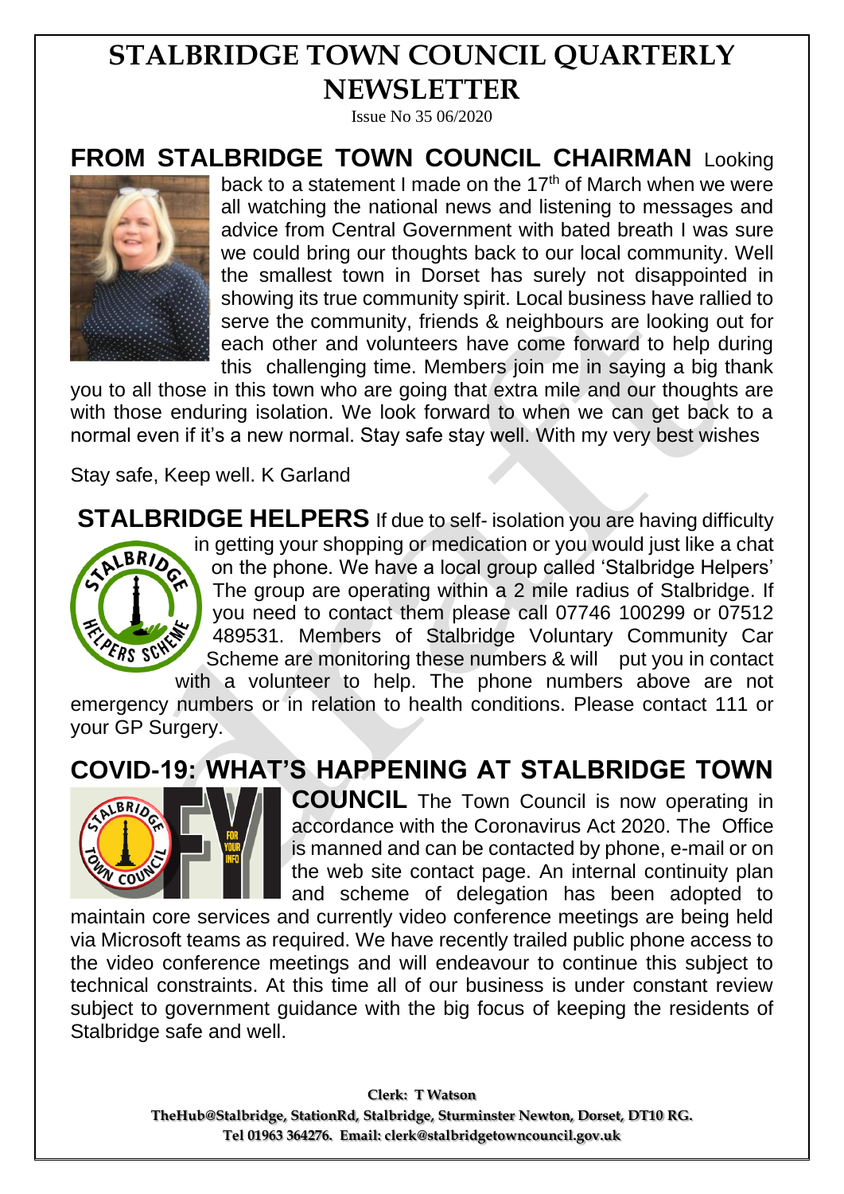# STALBRIDGE TOWN COUNCIL QUARTERLY NEWSLETTER

Issue No 35 06/2020

## FROM STALBRIDGE TOWN COUNCIL CHAIRMAN

Looking back to a statement I made on the 17th of March when we were all watching the national news and listening to messages and advice from Central Government with bated breath I was sure we could bring our thoughts back to our local community. Well the smallest town in Dorset has surely not disappointed in showing its true community spirit. Local business have rallied to serve the community, friends & neighbours are looking out for each other and volunteers have come forward to help during this challenging time. Members join me in saying a big thank you to all those in this town who are going that extra mile and our thoughts are with those enduring isolation. We look forward to when we can get back to a normal even if it's a new normal. Stay safe stay well. With my very best wishes

Stay safe, Keep well. K Garland

## STALBRIDGE HELPERS

If due to self- isolation you are having difficulty in getting your shopping or medication or you would just like a chat on the phone. We have a local group called 'Stalbridge Helpers' The group are operating within a 2 mile radius of Stalbridge. If you need to contact them please call 07746 100299 or 07512 489531. Members of Stalbridge Voluntary Community Car Scheme are monitoring these numbers & will put you in contact with a volunteer to help. The phone numbers above are not emergency numbers or in relation to health conditions. Please contact 111 or your GP Surgery.

## COVID-19: WHAT'S HAPPENING AT STALBRIDGE TOWN COUNCIL

The Town Council is now operating in accordance with the Coronavirus Act 2020. The Office is manned and can be contacted by phone, e-mail or on the web site contact page. An internal continuity plan and scheme of delegation has been adopted to maintain core services and currently video conference meetings are being held via Microsoft teams as required. We have recently trailed public phone access to the video conference meetings and will endeavour to continue this subject to technical constraints. At this time all of our business is under constant review subject to government guidance with the big focus of keeping the residents of Stalbridge safe and well.

**Clerk: T Watson**
**TheHub@Stalbridge, StationRd, Stalbridge, Sturminster Newton, Dorset, DT10 RG.**
**Tel 01963 364276. Email: clerk@stalbridgetowncouncil.gov.uk**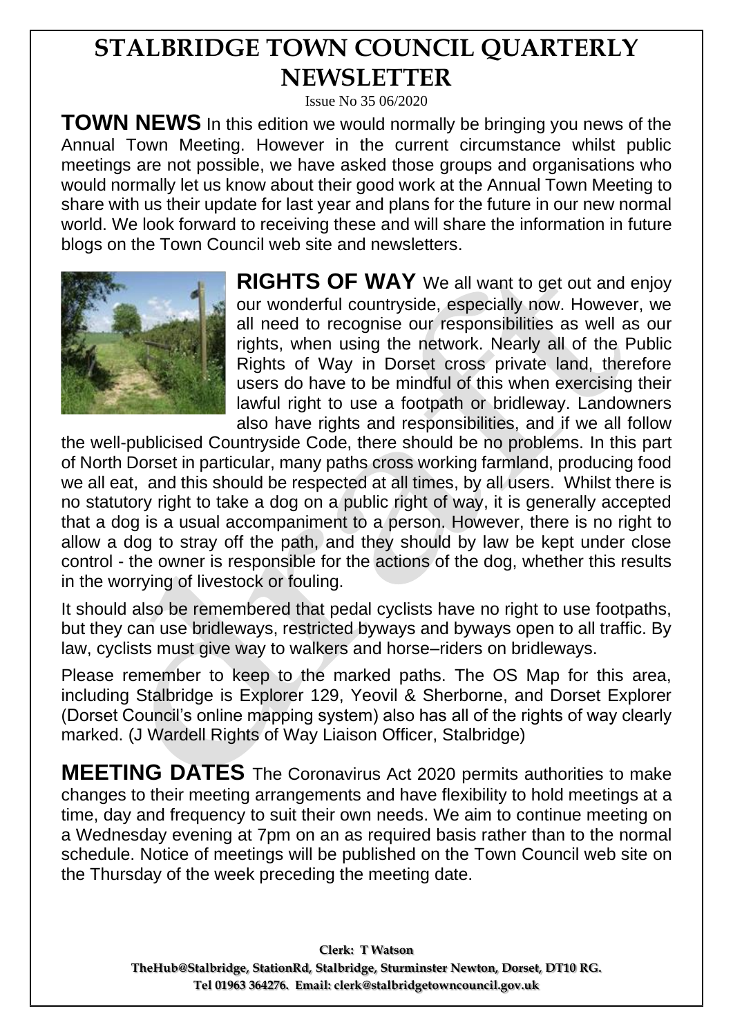# STALBRIDGE TOWN COUNCIL QUARTERLY NEWSLETTER

Issue No 35 06/2020

**TOWN NEWS** In this edition we would normally be bringing you news of the Annual Town Meeting. However in the current circumstance whilst public meetings are not possible, we have asked those groups and organisations who would normally let us know about their good work at the Annual Town Meeting to share with us their update for last year and plans for the future in our new normal world. We look forward to receiving these and will share the information in future blogs on the Town Council web site and newsletters.

**RIGHTS OF WAY** We all want to get out and enjoy our wonderful countryside, especially now. However, we all need to recognise our responsibilities as well as our rights, when using the network. Nearly all of the Public Rights of Way in Dorset cross private land, therefore users do have to be mindful of this when exercising their lawful right to use a footpath or bridleway. Landowners also have rights and responsibilities, and if we all follow the well-publicised Countryside Code, there should be no problems. In this part of North Dorset in particular, many paths cross working farmland, producing food we all eat, and this should be respected at all times, by all users. Whilst there is no statutory right to take a dog on a public right of way, it is generally accepted that a dog is a usual accompaniment to a person. However, there is no right to allow a dog to stray off the path, and they should by law be kept under close control - the owner is responsible for the actions of the dog, whether this results in the worrying of livestock or fouling.

It should also be remembered that pedal cyclists have no right to use footpaths, but they can use bridleways, restricted byways and byways open to all traffic. By law, cyclists must give way to walkers and horse–riders on bridleways.

Please remember to keep to the marked paths. The OS Map for this area, including Stalbridge is Explorer 129, Yeovil & Sherborne, and Dorset Explorer (Dorset Council's online mapping system) also has all of the rights of way clearly marked. (J Wardell Rights of Way Liaison Officer, Stalbridge)

**MEETING DATES** The Coronavirus Act 2020 permits authorities to make changes to their meeting arrangements and have flexibility to hold meetings at a time, day and frequency to suit their own needs. We aim to continue meeting on a Wednesday evening at 7pm on an as required basis rather than to the normal schedule. Notice of meetings will be published on the Town Council web site on the Thursday of the week preceding the meeting date.

**Clerk: T Watson**
**TheHub@Stalbridge, StationRd, Stalbridge, Sturminster Newton, Dorset, DT10 RG.**
**Tel 01963 364276. Email: clerk@stalbridgetowncouncil.gov.uk**